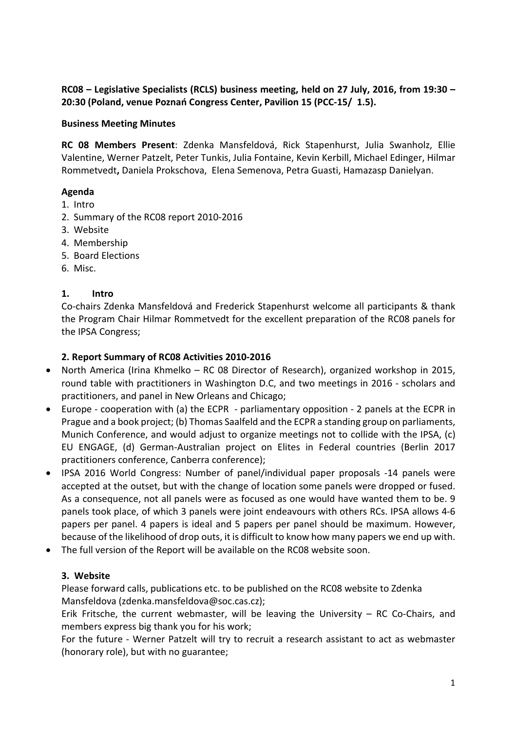**RC08 – Legislative Specialists (RCLS) business meeting, held on 27 July, 2016, from 19:30 – 20:30 (Poland, venue Poznań Congress Center, Pavilion 15 (PCC-15/ 1.5).**

**Business Meeting Minutes**

**RC 08 Members Present**: Zdenka Mansfeldová, Rick Stapenhurst, Julia Swanholz, Ellie Valentine, Werner Patzelt, Peter Tunkis, Julia Fontaine, Kevin Kerbill, Michael Edinger, Hilmar Rommetvedt**,** Daniela Prokschova, Elena Semenova, Petra Guasti, Hamazasp Danielyan.

**Agenda**

1. Intro
2. Summary of the RC08 report 2010-2016
3. Website
4. Membership
5. Board Elections
6. Misc.

### 1. Intro

Co-chairs Zdenka Mansfeldová and Frederick Stapenhurst welcome all participants & thank the Program Chair Hilmar Rommetvedt for the excellent preparation of the RC08 panels for the IPSA Congress;

### 2. Report Summary of RC08 Activities 2010-2016

- North America (Irina Khmelko – RC 08 Director of Research), organized workshop in 2015, round table with practitioners in Washington D.C, and two meetings in 2016 - scholars and practitioners, and panel in New Orleans and Chicago;
- Europe - cooperation with (a) the ECPR - parliamentary opposition - 2 panels at the ECPR in Prague and a book project; (b) Thomas Saalfeld and the ECPR a standing group on parliaments, Munich Conference, and would adjust to organize meetings not to collide with the IPSA, (c) EU ENGAGE, (d) German-Australian project on Elites in Federal countries (Berlin 2017 practitioners conference, Canberra conference);
- IPSA 2016 World Congress: Number of panel/individual paper proposals -14 panels were accepted at the outset, but with the change of location some panels were dropped or fused. As a consequence, not all panels were as focused as one would have wanted them to be. 9 panels took place, of which 3 panels were joint endeavours with others RCs. IPSA allows 4-6 papers per panel. 4 papers is ideal and 5 papers per panel should be maximum. However, because of the likelihood of drop outs, it is difficult to know how many papers we end up with.
- The full version of the Report will be available on the RC08 website soon.

### 3. Website

Please forward calls, publications etc. to be published on the RC08 website to Zdenka Mansfeldova (zdenka.mansfeldova@soc.cas.cz);

Erik Fritsche, the current webmaster, will be leaving the University – RC Co-Chairs, and members express big thank you for his work;

For the future - Werner Patzelt will try to recruit a research assistant to act as webmaster (honorary role), but with no guarantee;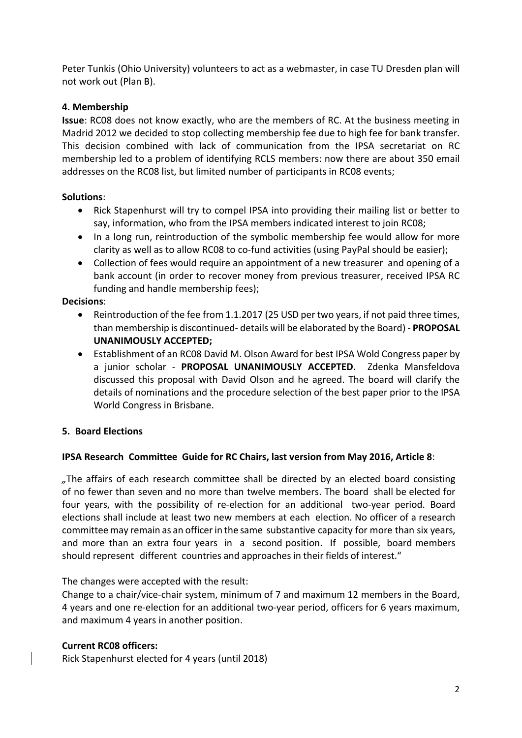Peter Tunkis (Ohio University) volunteers to act as a webmaster, in case TU Dresden plan will not work out (Plan B).

### 4. Membership

**Issue**: RC08 does not know exactly, who are the members of RC. At the business meeting in Madrid 2012 we decided to stop collecting membership fee due to high fee for bank transfer. This decision combined with lack of communication from the IPSA secretariat on RC membership led to a problem of identifying RCLS members: now there are about 350 email addresses on the RC08 list, but limited number of participants in RC08 events;

**Solutions**:

- Rick Stapenhurst will try to compel IPSA into providing their mailing list or better to say, information, who from the IPSA members indicated interest to join RC08;
- In a long run, reintroduction of the symbolic membership fee would allow for more clarity as well as to allow RC08 to co-fund activities (using PayPal should be easier);
- Collection of fees would require an appointment of a new treasurer and opening of a bank account (in order to recover money from previous treasurer, received IPSA RC funding and handle membership fees);

**Decisions**:

- Reintroduction of the fee from 1.1.2017 (25 USD per two years, if not paid three times, than membership is discontinued- details will be elaborated by the Board) - **PROPOSAL UNANIMOUSLY ACCEPTED;**
- Establishment of an RC08 David M. Olson Award for best IPSA Wold Congress paper by a junior scholar - **PROPOSAL UNANIMOUSLY ACCEPTED**. Zdenka Mansfeldova discussed this proposal with David Olson and he agreed. The board will clarify the details of nominations and the procedure selection of the best paper prior to the IPSA World Congress in Brisbane.

### 5. Board Elections

**IPSA Research Committee Guide for RC Chairs, last version from May 2016, Article 8**:

„The affairs of each research committee shall be directed by an elected board consisting of no fewer than seven and no more than twelve members. The board shall be elected for four years, with the possibility of re-election for an additional two-year period. Board elections shall include at least two new members at each election. No officer of a research committee may remain as an officer in the same substantive capacity for more than six years, and more than an extra four years in a second position. If possible, board members should represent different countries and approaches in their fields of interest."

The changes were accepted with the result:
Change to a chair/vice-chair system, minimum of 7 and maximum 12 members in the Board, 4 years and one re-election for an additional two-year period, officers for 6 years maximum, and maximum 4 years in another position.

**Current RC08 officers:**
Rick Stapenhurst elected for 4 years (until 2018)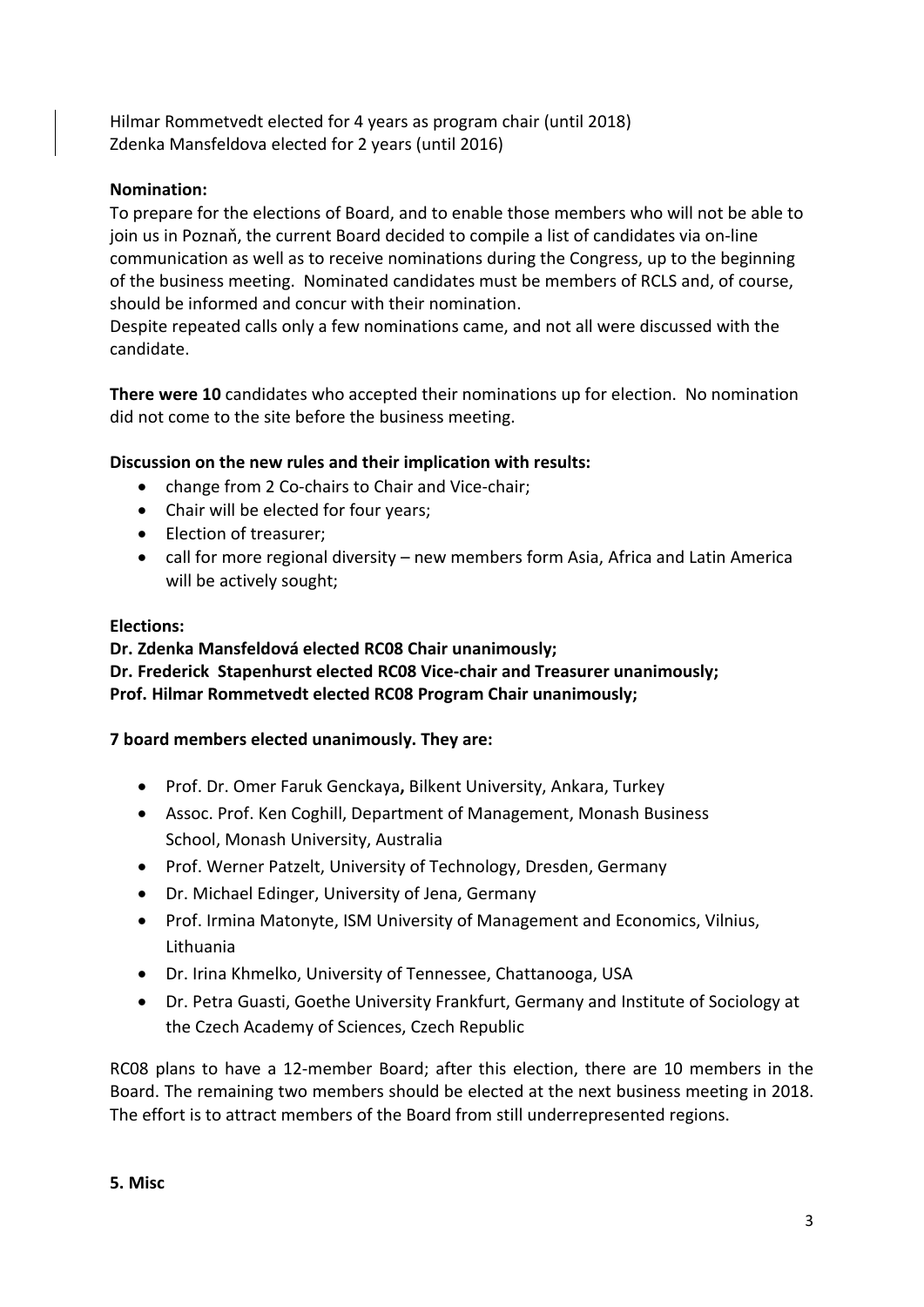Hilmar Rommetvedt elected for 4 years as program chair (until 2018)
Zdenka Mansfeldova elected for 2 years (until 2016)

**Nomination:**

To prepare for the elections of Board, and to enable those members who will not be able to join us in Poznaň, the current Board decided to compile a list of candidates via on-line communication as well as to receive nominations during the Congress, up to the beginning of the business meeting. Nominated candidates must be members of RCLS and, of course, should be informed and concur with their nomination.
Despite repeated calls only a few nominations came, and not all were discussed with the candidate.

**There were 10** candidates who accepted their nominations up for election. No nomination did not come to the site before the business meeting.

**Discussion on the new rules and their implication with results:**

- change from 2 Co-chairs to Chair and Vice-chair;
- Chair will be elected for four years;
- Election of treasurer;
- call for more regional diversity – new members form Asia, Africa and Latin America will be actively sought;

**Elections:**

**Dr. Zdenka Mansfeldová elected RC08 Chair unanimously;**
**Dr. Frederick Stapenhurst elected RC08 Vice-chair and Treasurer unanimously;**
**Prof. Hilmar Rommetvedt elected RC08 Program Chair unanimously;**

**7 board members elected unanimously. They are:**

- Prof. Dr. Omer Faruk Genckaya**,** Bilkent University, Ankara, Turkey
- Assoc. Prof. Ken Coghill, Department of Management, Monash Business School, Monash University, Australia
- Prof. Werner Patzelt, University of Technology, Dresden, Germany
- Dr. Michael Edinger, University of Jena, Germany
- Prof. Irmina Matonyte, ISM University of Management and Economics, Vilnius, Lithuania
- Dr. Irina Khmelko, University of Tennessee, Chattanooga, USA
- Dr. Petra Guasti, Goethe University Frankfurt, Germany and Institute of Sociology at the Czech Academy of Sciences, Czech Republic

RC08 plans to have a 12-member Board; after this election, there are 10 members in the Board. The remaining two members should be elected at the next business meeting in 2018. The effort is to attract members of the Board from still underrepresented regions.

**5. Misc**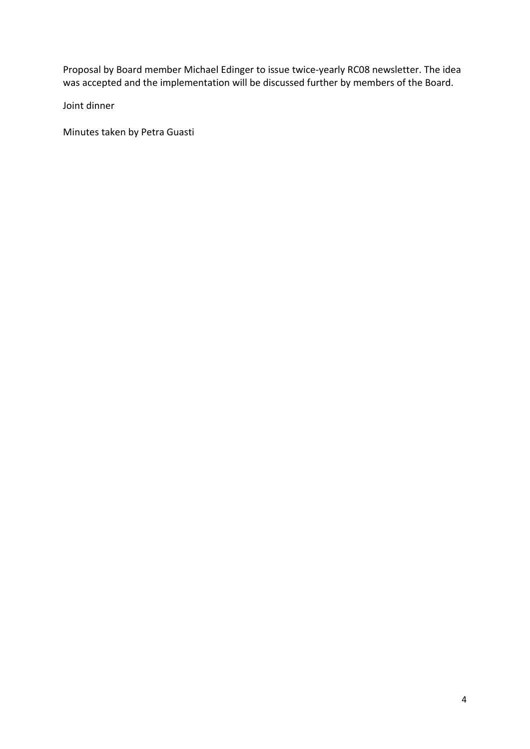Proposal by Board member Michael Edinger to issue twice-yearly RC08 newsletter. The idea was accepted and the implementation will be discussed further by members of the Board.

Joint dinner

Minutes taken by Petra Guasti